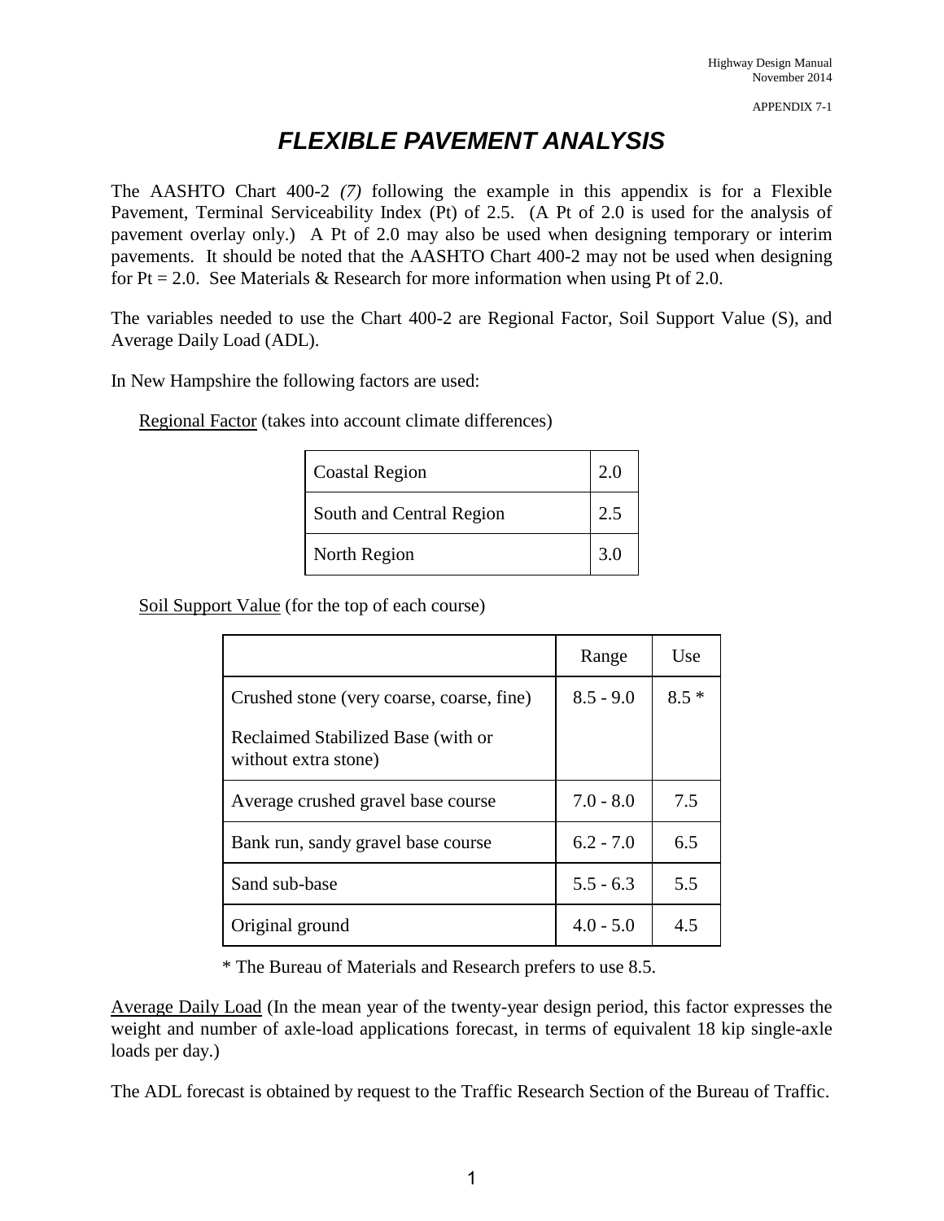# FLEXIBLE PAVEMENT ANALYSIS

The AASHTO Chart 400-2 *(7)* following the example in this appendix is for a Flexible Pavement, Terminal Serviceability Index (Pt) of 2.5. (A Pt of 2.0 is used for the analysis of pavement overlay only.) A Pt of 2.0 may also be used when designing temporary or interim pavements. It should be noted that the AASHTO Chart 400-2 may not be used when designing for Pt = 2.0. See Materials & Research for more information when using Pt of 2.0.

The variables needed to use the Chart 400-2 are Regional Factor, Soil Support Value (S), and Average Daily Load (ADL).

In New Hampshire the following factors are used:

Regional Factor (takes into account climate differences)

| | |
|---|---|
| Coastal Region | 2.0 |
| South and Central Region | 2.5 |
| North Region | 3.0 |

Soil Support Value (for the top of each course)

| | Range | Use |
|---|---|---|
| Crushed stone (very coarse, coarse, fine)<br><br>Reclaimed Stabilized Base (with or without extra stone) | 8.5 - 9.0 | 8.5 * |
| Average crushed gravel base course | 7.0 - 8.0 | 7.5 |
| Bank run, sandy gravel base course | 6.2 - 7.0 | 6.5 |
| Sand sub-base | 5.5 - 6.3 | 5.5 |
| Original ground | 4.0 - 5.0 | 4.5 |

\* The Bureau of Materials and Research prefers to use 8.5.

Average Daily Load (In the mean year of the twenty-year design period, this factor expresses the weight and number of axle-load applications forecast, in terms of equivalent 18 kip single-axle loads per day.)

The ADL forecast is obtained by request to the Traffic Research Section of the Bureau of Traffic.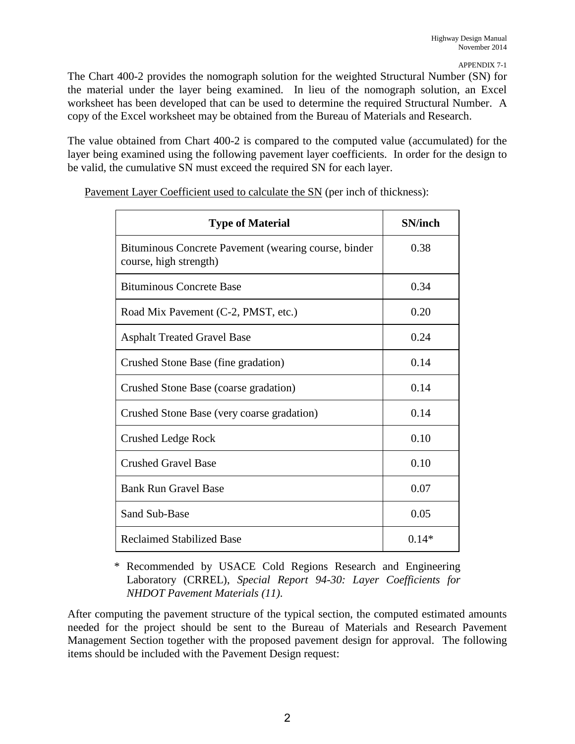The Chart 400-2 provides the nomograph solution for the weighted Structural Number (SN) for the material under the layer being examined. In lieu of the nomograph solution, an Excel worksheet has been developed that can be used to determine the required Structural Number. A copy of the Excel worksheet may be obtained from the Bureau of Materials and Research.

The value obtained from Chart 400-2 is compared to the computed value (accumulated) for the layer being examined using the following pavement layer coefficients. In order for the design to be valid, the cumulative SN must exceed the required SN for each layer.

<u>Pavement Layer Coefficient used to calculate the SN</u> (per inch of thickness):

| Type of Material | SN/inch |
|---|---|
| Bituminous Concrete Pavement (wearing course, binder course, high strength) | 0.38 |
| Bituminous Concrete Base | 0.34 |
| Road Mix Pavement (C-2, PMST, etc.) | 0.20 |
| Asphalt Treated Gravel Base | 0.24 |
| Crushed Stone Base (fine gradation) | 0.14 |
| Crushed Stone Base (coarse gradation) | 0.14 |
| Crushed Stone Base (very coarse gradation) | 0.14 |
| Crushed Ledge Rock | 0.10 |
| Crushed Gravel Base | 0.10 |
| Bank Run Gravel Base | 0.07 |
| Sand Sub-Base | 0.05 |
| Reclaimed Stabilized Base | 0.14* |

\* Recommended by USACE Cold Regions Research and Engineering Laboratory (CRREL), *Special Report 94-30: Layer Coefficients for NHDOT Pavement Materials (11).*

After computing the pavement structure of the typical section, the computed estimated amounts needed for the project should be sent to the Bureau of Materials and Research Pavement Management Section together with the proposed pavement design for approval. The following items should be included with the Pavement Design request: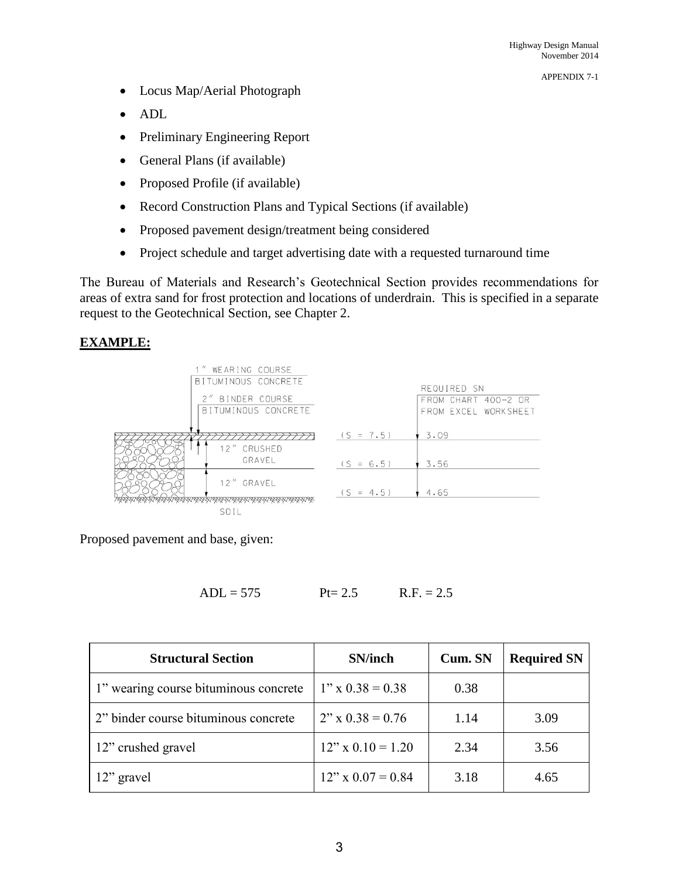- Locus Map/Aerial Photograph
- ADL
- Preliminary Engineering Report
- General Plans (if available)
- Proposed Profile (if available)
- Record Construction Plans and Typical Sections (if available)
- Proposed pavement design/treatment being considered
- Project schedule and target advertising date with a requested turnaround time

The Bureau of Materials and Research's Geotechnical Section provides recommendations for areas of extra sand for frost protection and locations of underdrain. This is specified in a separate request to the Geotechnical Section, see Chapter 2.

**EXAMPLE:**

1" WEARING COURSE BITUMINOUS CONCRETE

2" BINDER COURSE BITUMINOUS CONCRETE

12" CRUSHED GRAVEL

12" GRAVEL

SOIL

REQUIRED SN FROM CHART 400-2 OR FROM EXCEL WORKSHEET

(S = 7.5) 3.09

(S = 6.5) 3.56

(S = 4.5) 4.65

Proposed pavement and base, given:

ADL = 575 Pt= 2.5 R.F. = 2.5

| Structural Section | SN/inch | Cum. SN | Required SN |
|---|---|---|---|
| 1" wearing course bituminous concrete | 1" x 0.38 = 0.38 | 0.38 | |
| 2" binder course bituminous concrete | 2" x 0.38 = 0.76 | 1.14 | 3.09 |
| 12" crushed gravel | 12" x 0.10 = 1.20 | 2.34 | 3.56 |
| 12" gravel | 12" x 0.07 = 0.84 | 3.18 | 4.65 |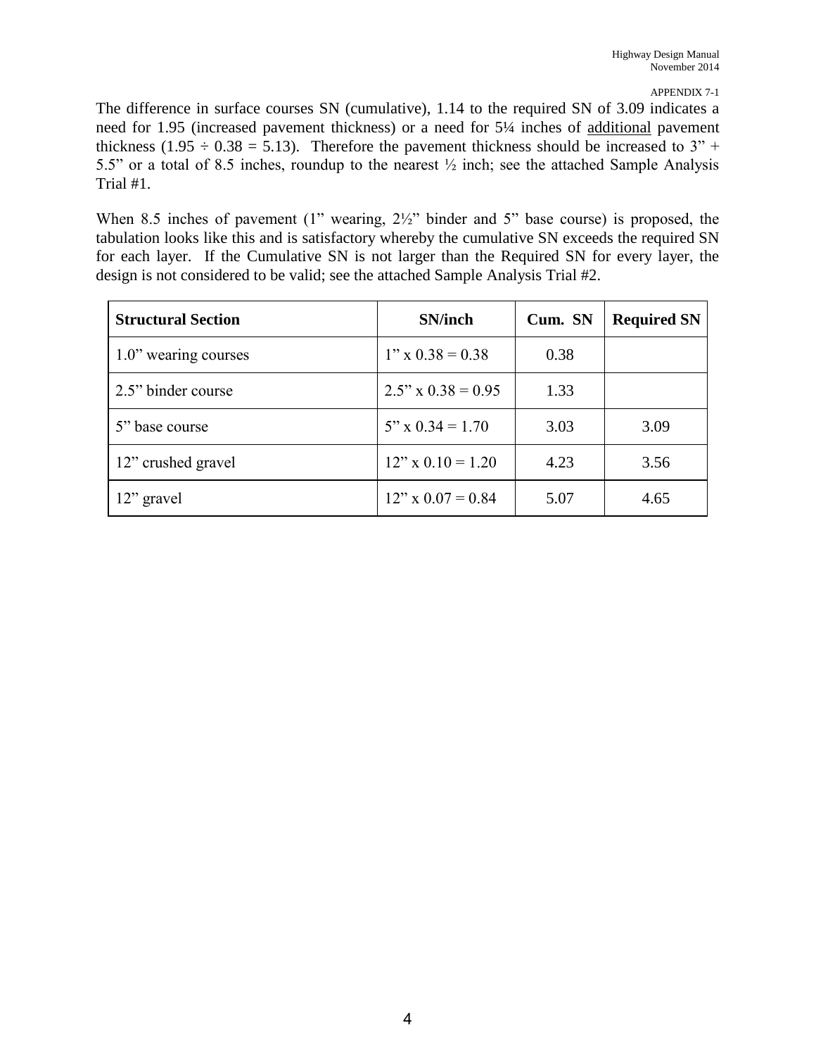The difference in surface courses SN (cumulative), 1.14 to the required SN of 3.09 indicates a need for 1.95 (increased pavement thickness) or a need for 5¼ inches of additional pavement thickness (1.95 ÷ 0.38 = 5.13). Therefore the pavement thickness should be increased to 3" + 5.5" or a total of 8.5 inches, roundup to the nearest ½ inch; see the attached Sample Analysis Trial #1.

When 8.5 inches of pavement (1" wearing, 2½" binder and 5" base course) is proposed, the tabulation looks like this and is satisfactory whereby the cumulative SN exceeds the required SN for each layer. If the Cumulative SN is not larger than the Required SN for every layer, the design is not considered to be valid; see the attached Sample Analysis Trial #2.

| **Structural Section** | **SN/inch** | **Cum. SN** | **Required SN** |
|---|---|---|---|
| 1.0" wearing courses | 1" x 0.38 = 0.38 | 0.38 | |
| 2.5" binder course | 2.5" x 0.38 = 0.95 | 1.33 | |
| 5" base course | 5" x 0.34 = 1.70 | 3.03 | 3.09 |
| 12" crushed gravel | 12" x 0.10 = 1.20 | 4.23 | 3.56 |
| 12" gravel | 12" x 0.07 = 0.84 | 5.07 | 4.65 |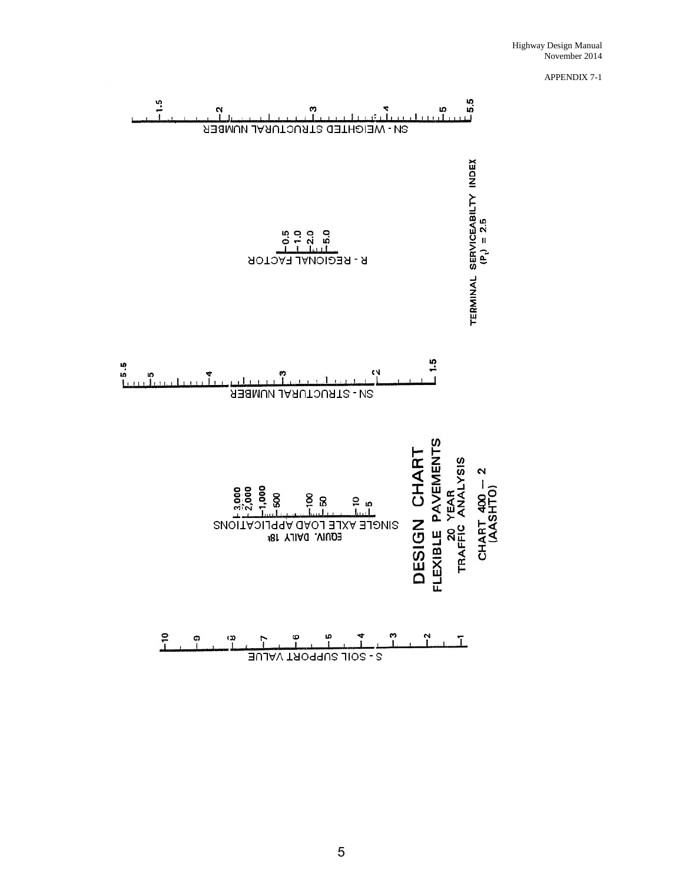APPENDIX 7-1

# DESIGN CHART

## FLEXIBLE PAVEMENTS

20 YEAR
TRAFFIC ANALYSIS

CHART 400 — 2
(AASHTO)

TERMINAL SERVICEABILTY INDEX
$(P_t) = 2.5$

SN - WEIGHTED STRUCTURAL NUMBER

1.5 2 3 4 5 5.5

R - REGIONAL FACTOR

0.5 1.0 2.0 5.0

SN - STRUCTURAL NUMBER

5.5 5 4 3 2 1.5

EQUIV. DAILY 18k SINGLE AXLE LOAD APPLICATIONS

3,000 2,000 1,000 500 100 50 10 5

S - SOIL SUPPORT VALUE

10 9 8 7 6 5 4 3 2 1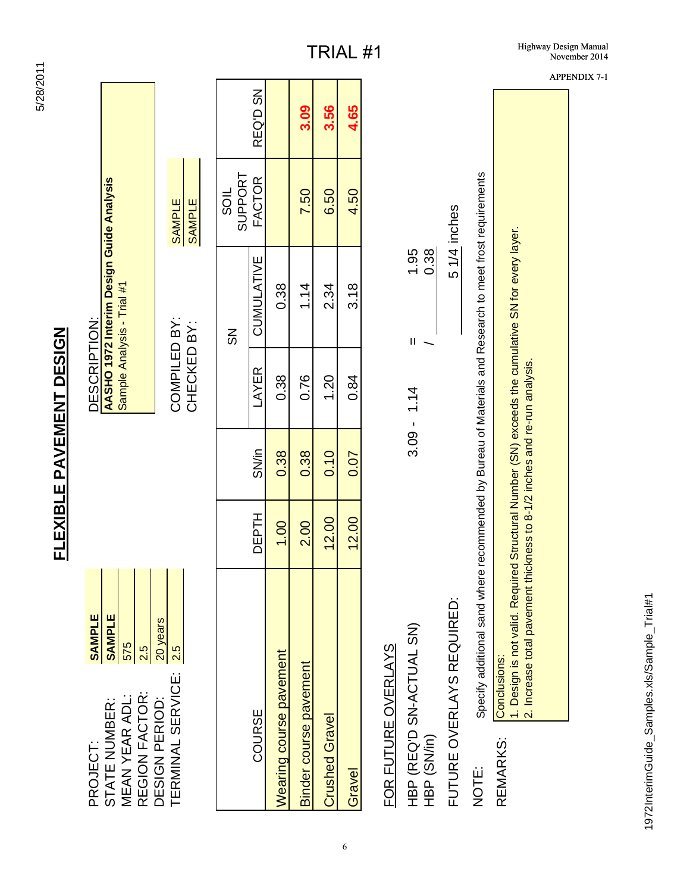# TRIAL #1

## FLEXIBLE PAVEMENT DESIGN

PROJECT: **SAMPLE**
STATE NUMBER: **SAMPLE**
MEAN YEAR ADL: 575
REGION FACTOR: 2.5
DESIGN PERIOD: 20 years
TERMINAL SERVICE: 2.5

DESCRIPTION:
**AASHO 1972 Interim Design Guide Analysis**
Sample Analysis - Trial #1

COMPILED BY: SAMPLE
CHECKED BY: SAMPLE

| COURSE | DEPTH | SN/in | SN LAYER | SN CUMULATIVE | SOIL SUPPORT FACTOR | REQ'D SN |
|---|---|---|---|---|---|---|
| Wearing course pavement | 1.00 | 0.38 | 0.38 | 0.38 | | |
| Binder course pavement | 2.00 | 0.38 | 0.76 | 1.14 | 7.50 | 3.09 |
| Crushed Gravel | 12.00 | 0.10 | 1.20 | 2.34 | 6.50 | 3.56 |
| Gravel | 12.00 | 0.07 | 0.84 | 3.18 | 4.50 | 4.65 |

### FOR FUTURE OVERLAYS

HBP (REQ'D SN-ACTUAL SN) 3.09 - 1.14 = 1.95
HBP (SN/in) / 0.38

FUTURE OVERLAYS REQUIRED: 5 1/4 inches

NOTE: Specify additional sand where recommended by Bureau of Materials and Research to meet frost requirements

REMARKS:
Conclusions:
1. Design is not valid. Required Structural Number (SN) exceeds the cumulative SN for every layer.
2. Increase total pavement thickness to 8-1/2 inches and re-run analysis.

1972InterimGuide_Samples.xls/Sample_Trial#1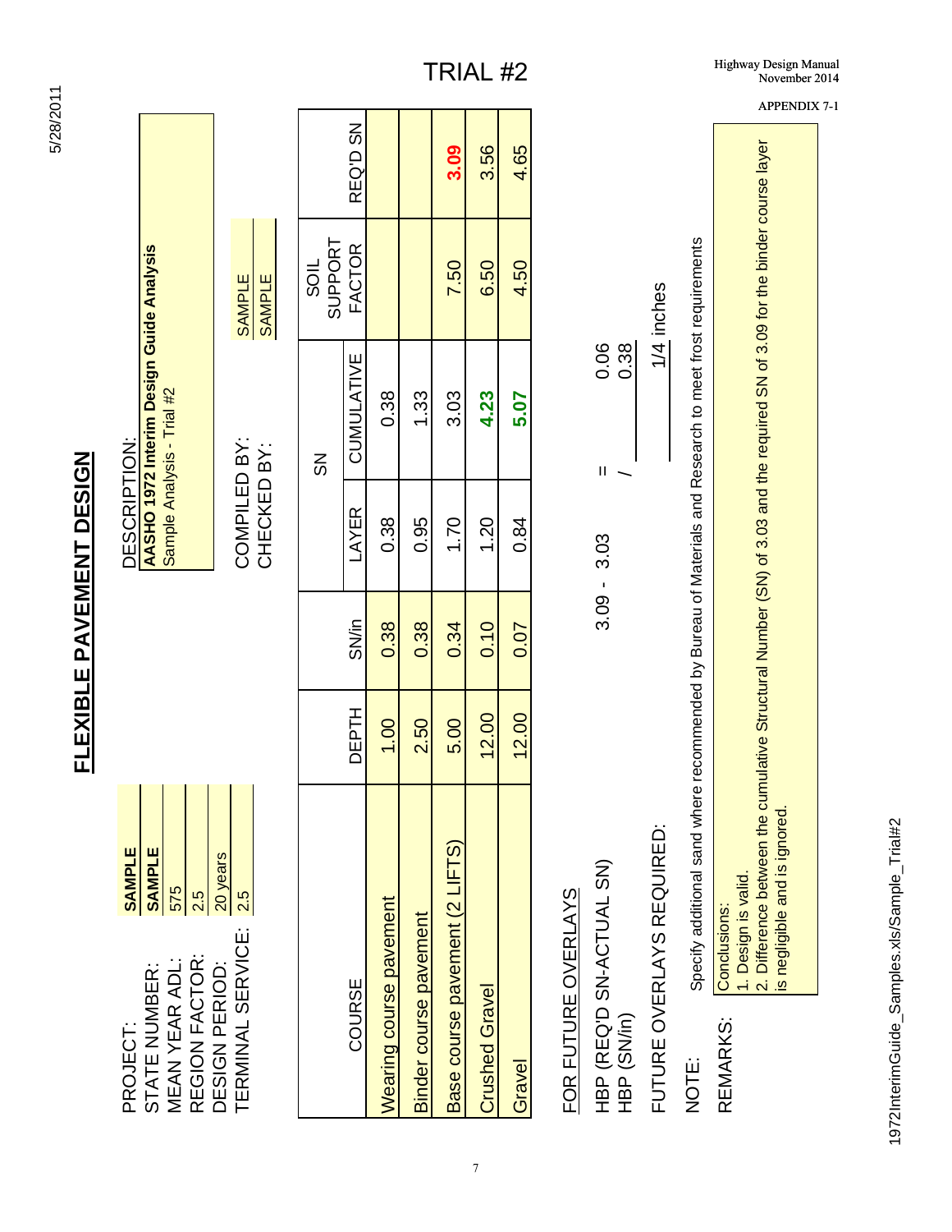# FLEXIBLE PAVEMENT DESIGN

TRIAL #2

| | | | |
|---|---|---|---|
| PROJECT: | **SAMPLE** | DESCRIPTION: | **AASHO 1972 Interim Design Guide Analysis** |
| STATE NUMBER: | **SAMPLE** | | Sample Analysis - Trial #2 |
| MEAN YEAR ADL: | 575 | | |
| REGION FACTOR: | 2.5 | | |
| DESIGN PERIOD: | 20 years | COMPILED BY: | SAMPLE |
| TERMINAL SERVICE: | 2.5 | CHECKED BY: | SAMPLE |

| COURSE | DEPTH | SN/in | SN LAYER | SN CUMULATIVE | SOIL SUPPORT FACTOR | REQ'D SN |
|---|---|---|---|---|---|---|
| Wearing course pavement | 1.00 | 0.38 | 0.38 | 0.38 | | |
| Binder course pavement | 2.50 | 0.38 | 0.95 | 1.33 | | |
| Base course pavement (2 LIFTS) | 5.00 | 0.34 | 1.70 | 3.03 | 7.50 | **3.09** |
| Crushed Gravel | 12.00 | 0.10 | 1.20 | **4.23** | 6.50 | 3.56 |
| Gravel | 12.00 | 0.07 | 0.84 | **5.07** | 4.50 | 4.65 |

FOR FUTURE OVERLAYS

HBP (REQ'D SN-ACTUAL SN) 3.09 - 3.03 = 0.06

HBP (SN/in) / 0.38

FUTURE OVERLAYS REQUIRED: 1/4 inches

NOTE: Specify additional sand where recommended by Bureau of Materials and Research to meet frost requirements

REMARKS:

Conclusions:
1. Design is valid.
2. Difference between the cumulative Structural Number (SN) of 3.03 and the required SN of 3.09 for the binder course layer is negligible and is ignored.

1972InterimGuide_Samples.xls/Sample_Trial#2